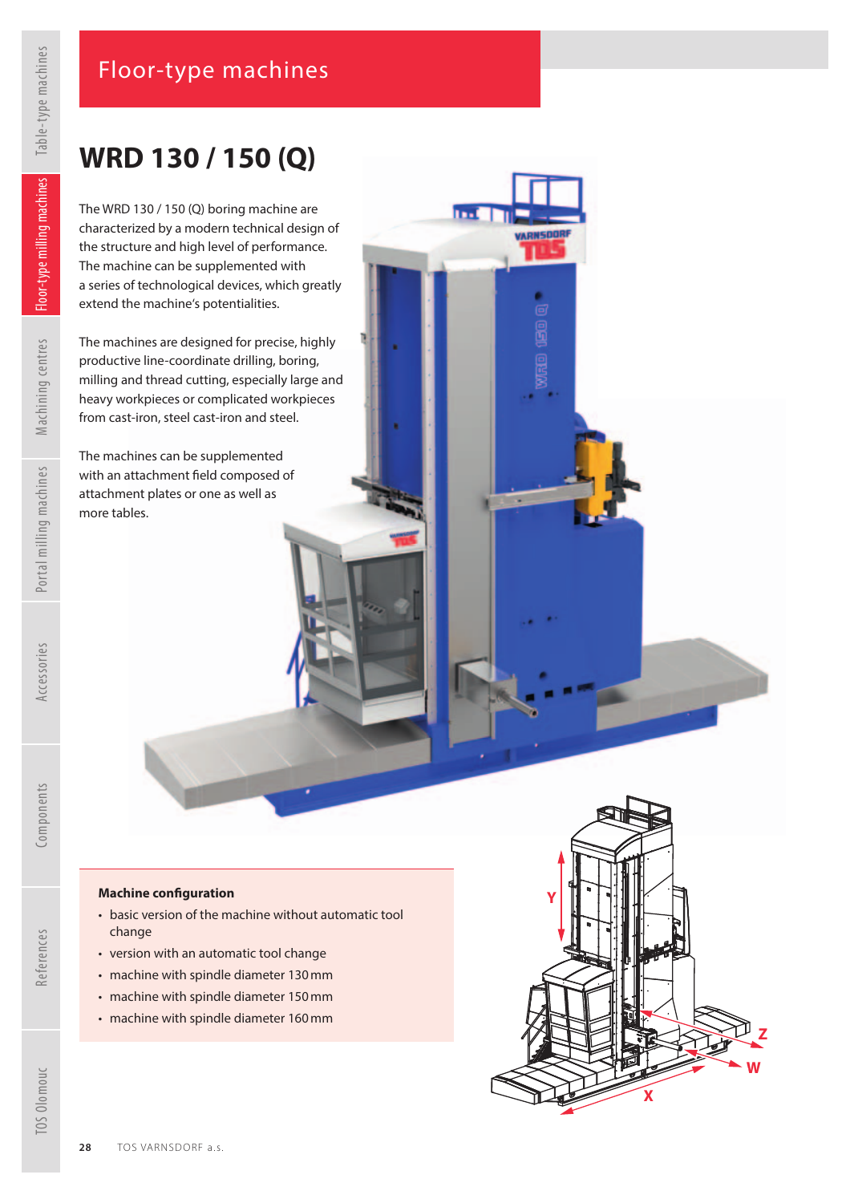# Floor-type machines

## WRD 130 / 150 (Q)

The WRD 130 / 150 (Q) boring machine are characterized by a modern technical design of the structure and high level of performance. The machine can be supplemented with a series of technological devices, which greatly extend the machine's potentialities.

The machines are designed for precise, highly productive line-coordinate drilling, boring, milling and thread cutting, especially large and heavy workpieces or complicated workpieces from cast-iron, steel cast-iron and steel.

The machines can be supplemented with an attachment field composed of attachment plates or one as well as more tables.

### Machine configuration

- basic version of the machine without automatic tool change
- version with an automatic tool change
- machine with spindle diameter 130 mm
- machine with spindle diameter 150 mm
- machine with spindle diameter 160 mm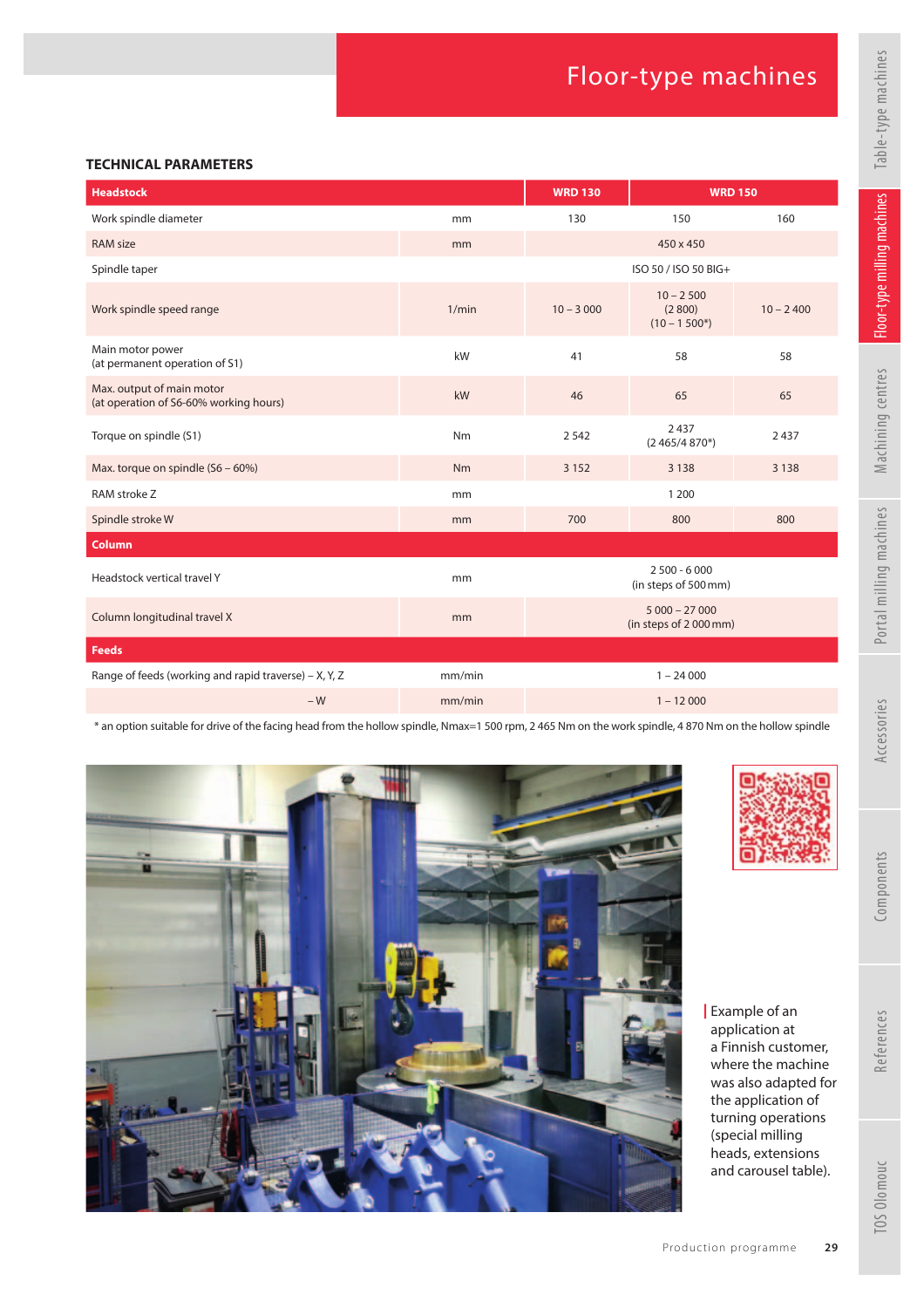# Floor-type machines

## TECHNICAL PARAMETERS

| Headstock | | WRD 130 | WRD 150 | |
|---|---|---|---|---|
| Work spindle diameter | mm | 130 | 150 | 160 |
| RAM size | mm | | 450 x 450 | |
| Spindle taper | | | ISO 50 / ISO 50 BIG+ | |
| Work spindle speed range | 1/min | 10 – 3 000 | 10 – 2 500 (2 800) (10 – 1 500*) | 10 – 2 400 |
| Main motor power (at permanent operation of S1) | kW | 41 | 58 | 58 |
| Max. output of main motor (at operation of S6-60% working hours) | kW | 46 | 65 | 65 |
| Torque on spindle (S1) | Nm | 2 542 | 2 437 (2 465/4 870*) | 2 437 |
| Max. torque on spindle (S6 – 60%) | Nm | 3 152 | 3 138 | 3 138 |
| RAM stroke Z | mm | | 1 200 | |
| Spindle stroke W | mm | 700 | 800 | 800 |
| **Column** | | | | |
| Headstock vertical travel Y | mm | | 2 500 - 6 000 (in steps of 500 mm) | |
| Column longitudinal travel X | mm | | 5 000 – 27 000 (in steps of 2 000 mm) | |
| **Feeds** | | | | |
| Range of feeds (working and rapid traverse) – X, Y, Z | mm/min | | 1 – 24 000 | |
| – W | mm/min | | 1 – 12 000 | |

* an option suitable for drive of the facing head from the hollow spindle, Nmax=1 500 rpm, 2 465 Nm on the work spindle, 4 870 Nm on the hollow spindle

Example of an application at a Finnish customer, where the machine was also adapted for the application of turning operations (special milling heads, extensions and carousel table).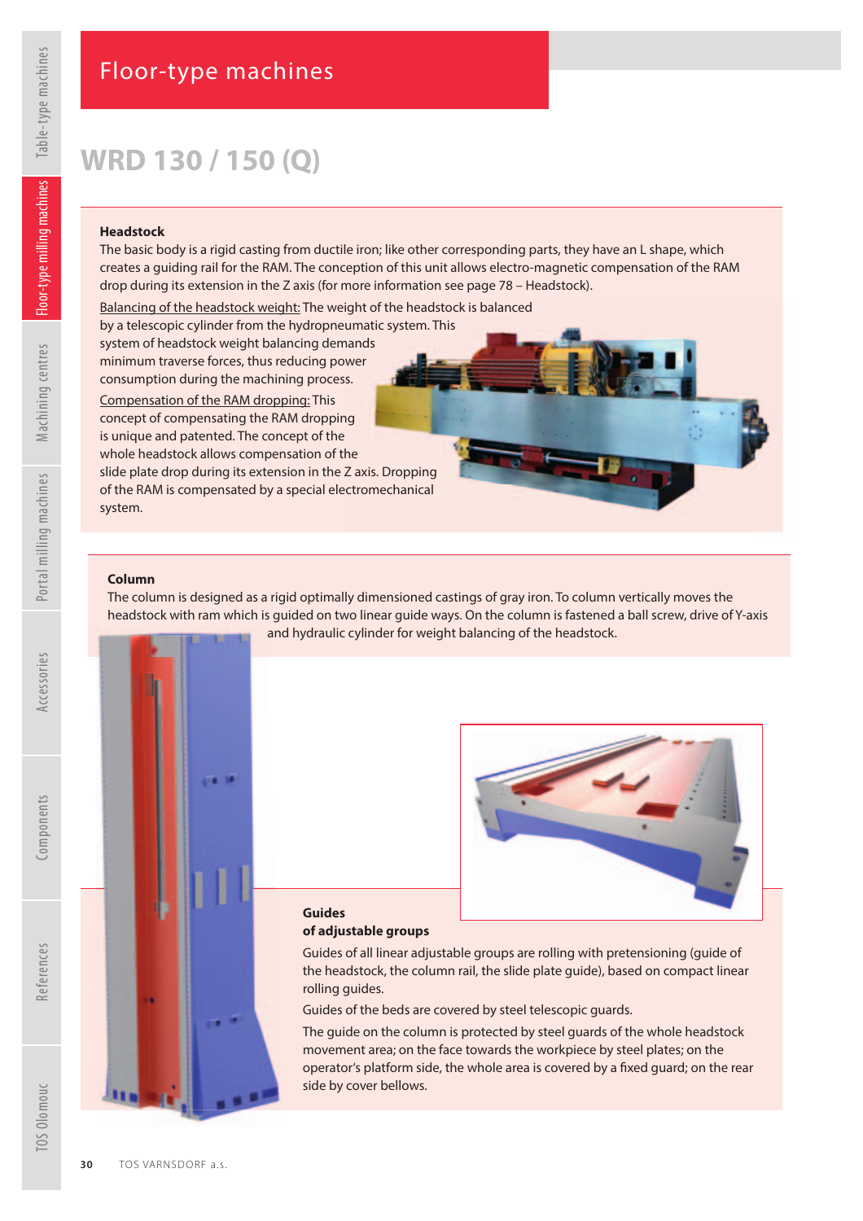# Floor-type machines

## WRD 130 / 150 (Q)

### Headstock

The basic body is a rigid casting from ductile iron; like other corresponding parts, they have an L shape, which creates a guiding rail for the RAM. The conception of this unit allows electro-magnetic compensation of the RAM drop during its extension in the Z axis (for more information see page 78 – Headstock).

Balancing of the headstock weight: The weight of the headstock is balanced by a telescopic cylinder from the hydropneumatic system. This system of headstock weight balancing demands minimum traverse forces, thus reducing power consumption during the machining process.

Compensation of the RAM dropping: This concept of compensating the RAM dropping is unique and patented. The concept of the whole headstock allows compensation of the slide plate drop during its extension in the Z axis. Dropping of the RAM is compensated by a special electromechanical system.

### Column

The column is designed as a rigid optimally dimensioned castings of gray iron. To column vertically moves the headstock with ram which is guided on two linear guide ways. On the column is fastened a ball screw, drive of Y-axis and hydraulic cylinder for weight balancing of the headstock.

### Guides of adjustable groups

Guides of all linear adjustable groups are rolling with pretensioning (guide of the headstock, the column rail, the slide plate guide), based on compact linear rolling guides.

Guides of the beds are covered by steel telescopic guards.

The guide on the column is protected by steel guards of the whole headstock movement area; on the face towards the workpiece by steel plates; on the operator's platform side, the whole area is covered by a fixed guard; on the rear side by cover bellows.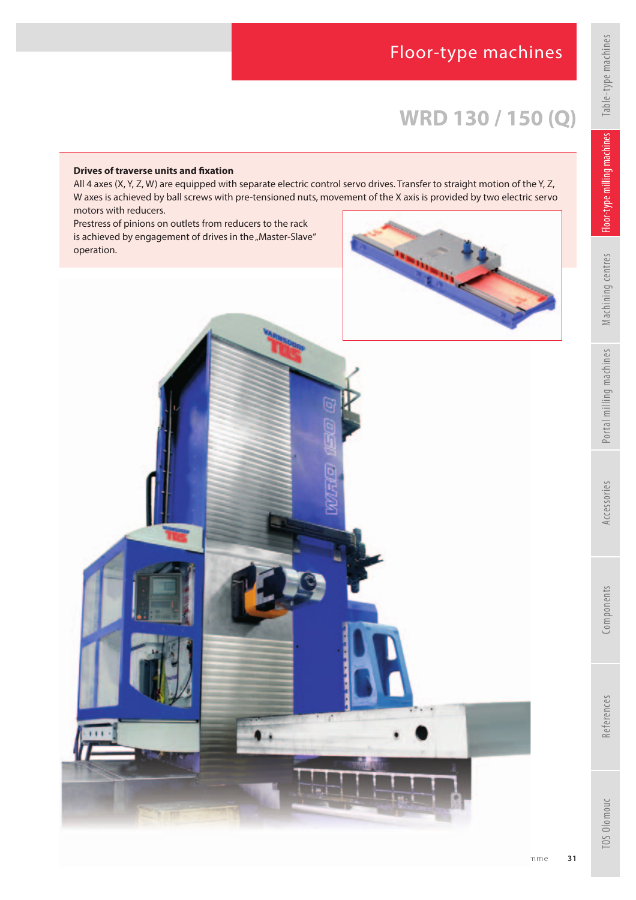# Floor-type machines

## WRD 130 / 150 (Q)

**Drives of traverse units and fixation**

All 4 axes (X, Y, Z, W) are equipped with separate electric control servo drives. Transfer to straight motion of the Y, Z, W axes is achieved by ball screws with pre-tensioned nuts, movement of the X axis is provided by two electric servo motors with reducers.

Prestress of pinions on outlets from reducers to the rack is achieved by engagement of drives in the „Master-Slave" operation.